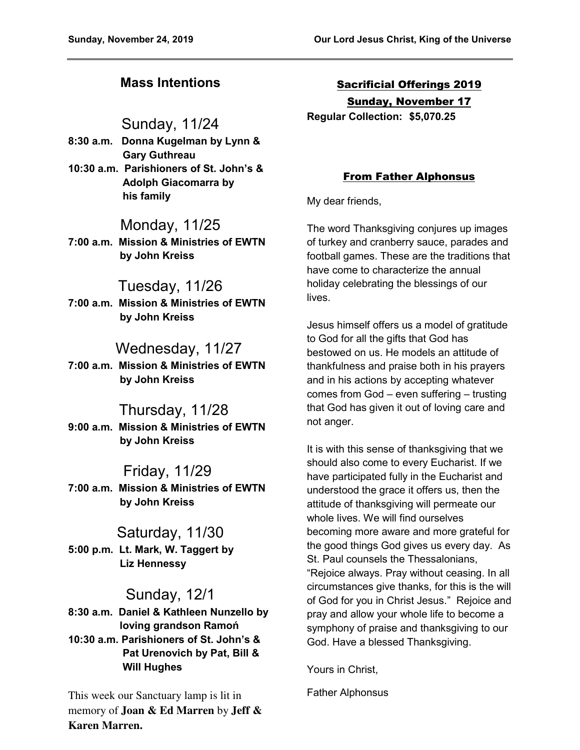## Mass Intentions

### Sunday, 11/24

**8:30 a.m. Donna Kugelman by Lynn & Gary Guthreau**

**10:30 a.m. Parishioners of St. John's & Adolph Giacomarra by his family**

### Monday, 11/25

**7:00 a.m. Mission & Ministries of EWTN by John Kreiss**

### Tuesday, 11/26

**7:00 a.m. Mission & Ministries of EWTN by John Kreiss**

### Wednesday, 11/27

**7:00 a.m. Mission & Ministries of EWTN by John Kreiss**

### Thursday, 11/28

**9:00 a.m. Mission & Ministries of EWTN by John Kreiss**

### Friday, 11/29

**7:00 a.m. Mission & Ministries of EWTN by John Kreiss**

### Saturday, 11/30

**5:00 p.m. Lt. Mark, W. Taggert by Liz Hennessy**

### Sunday, 12/1

**8:30 a.m. Daniel & Kathleen Nunzello by loving grandson Ramoń**

**10:30 a.m. Parishioners of St. John's & Pat Urenovich by Pat, Bill & Will Hughes**

This week our Sanctuary lamp is lit in memory of **Joan & Ed Marren** by **Jeff & Karen Marren.**

## Sacrificial Offerings 2019

### Sunday, November 17

**Regular Collection: $5,070.25**

## From Father Alphonsus

My dear friends,

The word Thanksgiving conjures up images of turkey and cranberry sauce, parades and football games. These are the traditions that have come to characterize the annual holiday celebrating the blessings of our lives.

Jesus himself offers us a model of gratitude to God for all the gifts that God has bestowed on us. He models an attitude of thankfulness and praise both in his prayers and in his actions by accepting whatever comes from God – even suffering – trusting that God has given it out of loving care and not anger.

It is with this sense of thanksgiving that we should also come to every Eucharist. If we have participated fully in the Eucharist and understood the grace it offers us, then the attitude of thanksgiving will permeate our whole lives. We will find ourselves becoming more aware and more grateful for the good things God gives us every day. As St. Paul counsels the Thessalonians, "Rejoice always. Pray without ceasing. In all circumstances give thanks, for this is the will of God for you in Christ Jesus." Rejoice and pray and allow your whole life to become a symphony of praise and thanksgiving to our God. Have a blessed Thanksgiving.

Yours in Christ,

Father Alphonsus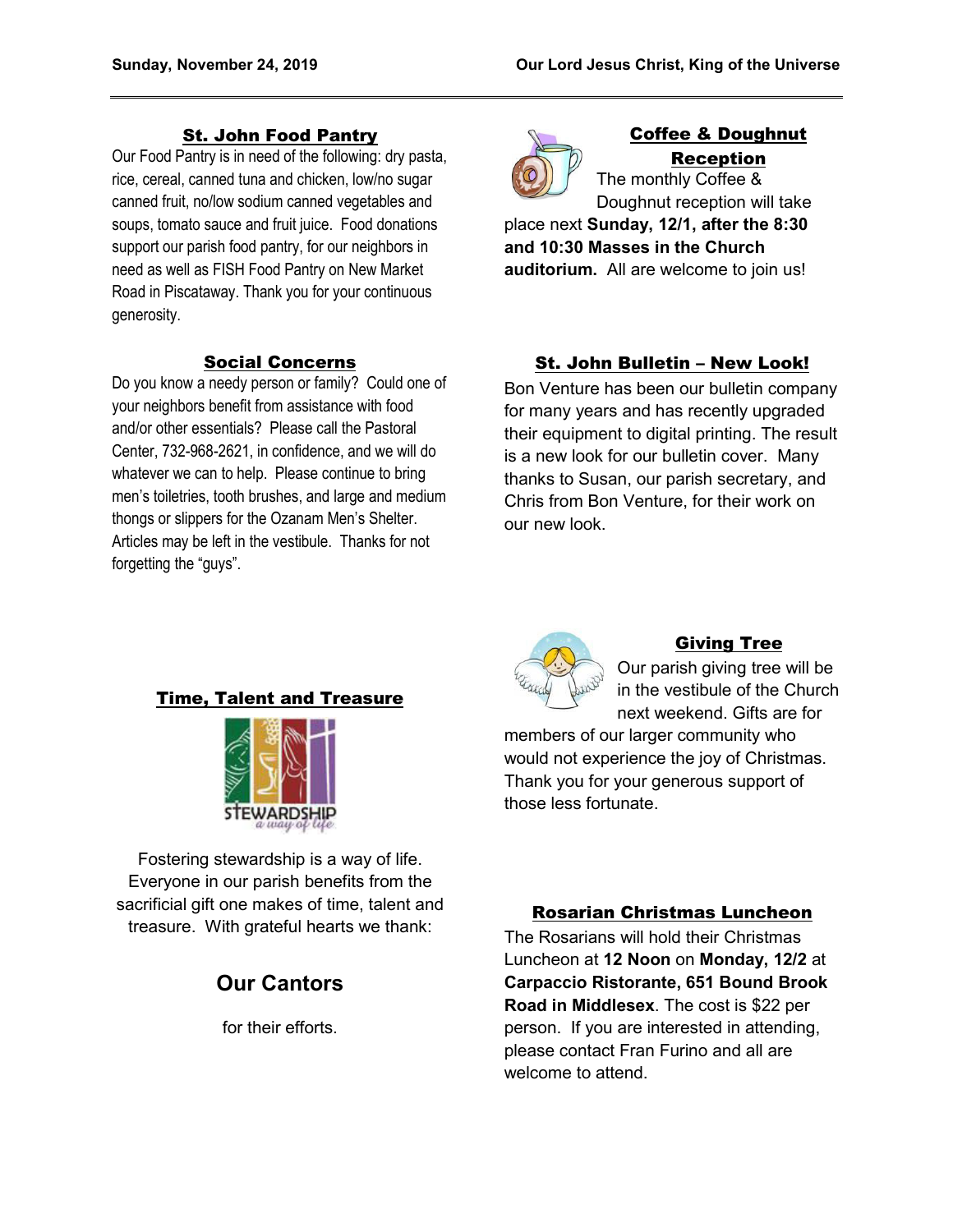## St. John Food Pantry

Our Food Pantry is in need of the following: dry pasta, rice, cereal, canned tuna and chicken, low/no sugar canned fruit, no/low sodium canned vegetables and soups, tomato sauce and fruit juice. Food donations support our parish food pantry, for our neighbors in need as well as FISH Food Pantry on New Market Road in Piscataway. Thank you for your continuous generosity.

## Social Concerns

Do you know a needy person or family? Could one of your neighbors benefit from assistance with food and/or other essentials? Please call the Pastoral Center, 732-968-2621, in confidence, and we will do whatever we can to help. Please continue to bring men's toiletries, tooth brushes, and large and medium thongs or slippers for the Ozanam Men's Shelter. Articles may be left in the vestibule. Thanks for not forgetting the "guys".

## Time, Talent and Treasure

STEWARDSHIP
*a way of life*

Fostering stewardship is a way of life. Everyone in our parish benefits from the sacrificial gift one makes of time, talent and treasure. With grateful hearts we thank:

### Our Cantors

for their efforts.

## Coffee & Doughnut Reception

The monthly Coffee & Doughnut reception will take place next **Sunday, 12/1, after the 8:30 and 10:30 Masses in the Church auditorium.** All are welcome to join us!

## St. John Bulletin – New Look!

Bon Venture has been our bulletin company for many years and has recently upgraded their equipment to digital printing. The result is a new look for our bulletin cover. Many thanks to Susan, our parish secretary, and Chris from Bon Venture, for their work on our new look.

## Giving Tree

Our parish giving tree will be in the vestibule of the Church next weekend. Gifts are for members of our larger community who would not experience the joy of Christmas. Thank you for your generous support of those less fortunate.

## Rosarian Christmas Luncheon

The Rosarians will hold their Christmas Luncheon at **12 Noon** on **Monday, 12/2** at **Carpaccio Ristorante, 651 Bound Brook Road in Middlesex**. The cost is $22 per person. If you are interested in attending, please contact Fran Furino and all are welcome to attend.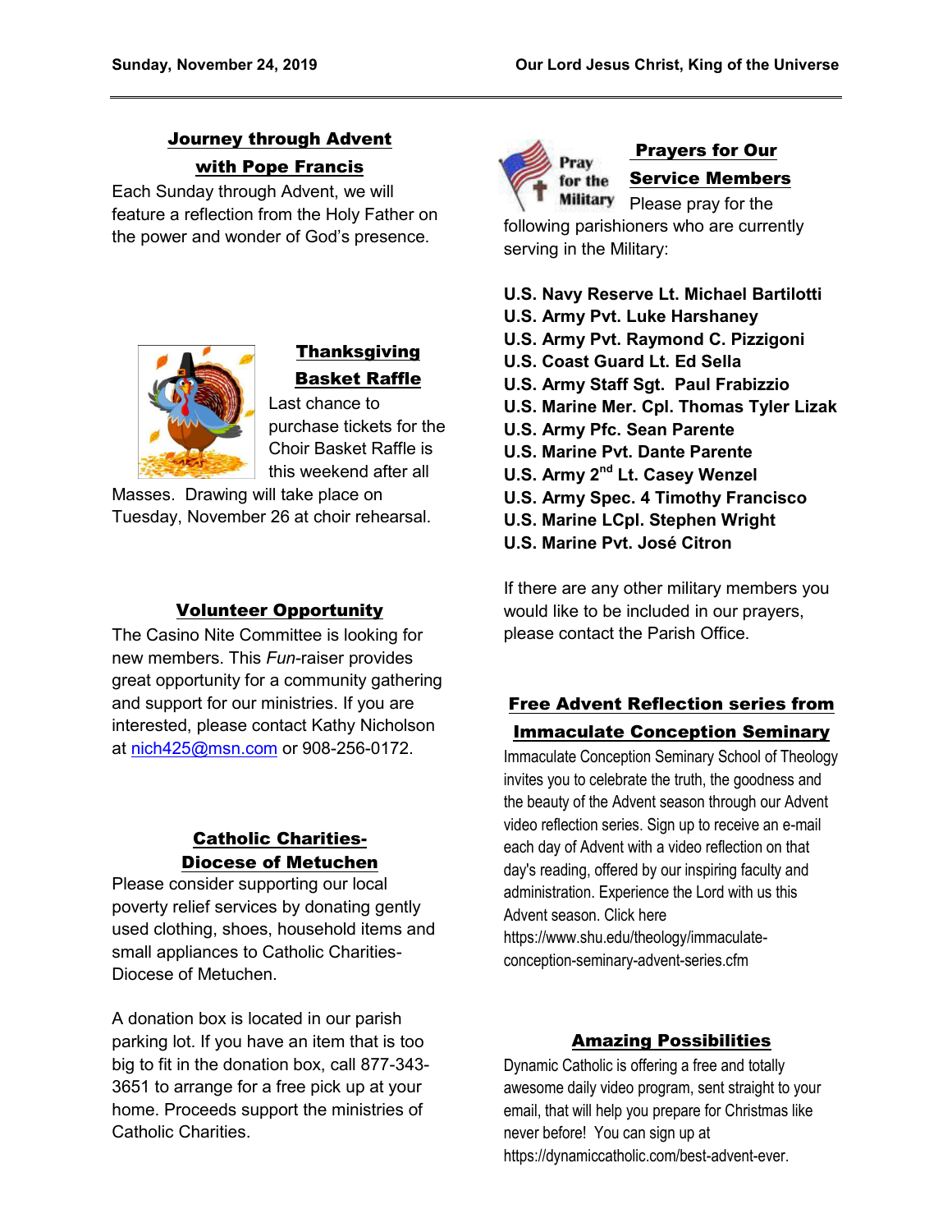## Journey through Advent with Pope Francis

Each Sunday through Advent, we will feature a reflection from the Holy Father on the power and wonder of God's presence.

## Thanksgiving Basket Raffle

Last chance to purchase tickets for the Choir Basket Raffle is this weekend after all Masses. Drawing will take place on Tuesday, November 26 at choir rehearsal.

## Volunteer Opportunity

The Casino Nite Committee is looking for new members. This *Fun*-raiser provides great opportunity for a community gathering and support for our ministries. If you are interested, please contact Kathy Nicholson at nich425@msn.com or 908-256-0172.

## Catholic Charities-Diocese of Metuchen

Please consider supporting our local poverty relief services by donating gently used clothing, shoes, household items and small appliances to Catholic Charities-Diocese of Metuchen.

A donation box is located in our parish parking lot. If you have an item that is too big to fit in the donation box, call 877-343-3651 to arrange for a free pick up at your home. Proceeds support the ministries of Catholic Charities.

## Prayers for Our Service Members

Pray for the Military

Please pray for the following parishioners who are currently serving in the Military:

**U.S. Navy Reserve Lt. Michael Bartilotti**
**U.S. Army Pvt. Luke Harshaney**
**U.S. Army Pvt. Raymond C. Pizzigoni**
**U.S. Coast Guard Lt. Ed Sella**
**U.S. Army Staff Sgt. Paul Frabizzio**
**U.S. Marine Mer. Cpl. Thomas Tyler Lizak**
**U.S. Army Pfc. Sean Parente**
**U.S. Marine Pvt. Dante Parente**
**U.S. Army 2nd Lt. Casey Wenzel**
**U.S. Army Spec. 4 Timothy Francisco**
**U.S. Marine LCpl. Stephen Wright**
**U.S. Marine Pvt. José Citron**

If there are any other military members you would like to be included in our prayers, please contact the Parish Office.

## Free Advent Reflection series from Immaculate Conception Seminary

Immaculate Conception Seminary School of Theology invites you to celebrate the truth, the goodness and the beauty of the Advent season through our Advent video reflection series. Sign up to receive an e-mail each day of Advent with a video reflection on that day's reading, offered by our inspiring faculty and administration. Experience the Lord with us this Advent season. Click here https://www.shu.edu/theology/immaculate-conception-seminary-advent-series.cfm

## Amazing Possibilities

Dynamic Catholic is offering a free and totally awesome daily video program, sent straight to your email, that will help you prepare for Christmas like never before! You can sign up at https://dynamiccatholic.com/best-advent-ever.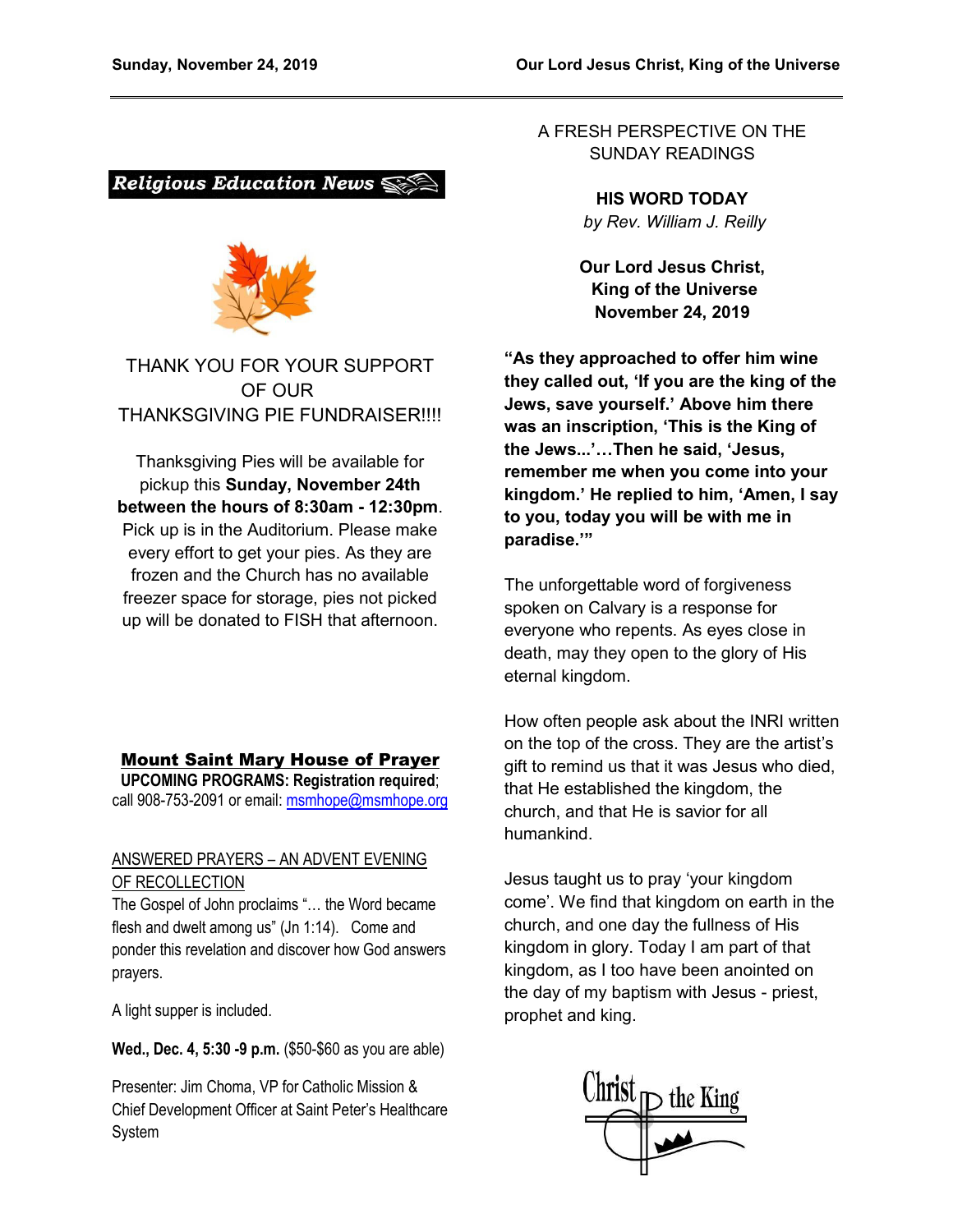## Religious Education News

THANK YOU FOR YOUR SUPPORT OF OUR THANKSGIVING PIE FUNDRAISER!!!!

Thanksgiving Pies will be available for pickup this **Sunday, November 24th between the hours of 8:30am - 12:30pm**. Pick up is in the Auditorium. Please make every effort to get your pies. As they are frozen and the Church has no available freezer space for storage, pies not picked up will be donated to FISH that afternoon.

## Mount Saint Mary House of Prayer

**UPCOMING PROGRAMS: Registration required**; call 908-753-2091 or email: msmhope@msmhope.org

ANSWERED PRAYERS – AN ADVENT EVENING OF RECOLLECTION

The Gospel of John proclaims "… the Word became flesh and dwelt among us" (Jn 1:14). Come and ponder this revelation and discover how God answers prayers.

A light supper is included.

**Wed., Dec. 4, 5:30 -9 p.m.** ($50-$60 as you are able)

Presenter: Jim Choma, VP for Catholic Mission & Chief Development Officer at Saint Peter's Healthcare System

A FRESH PERSPECTIVE ON THE SUNDAY READINGS

**HIS WORD TODAY**

*by Rev. William J. Reilly*

**Our Lord Jesus Christ, King of the Universe November 24, 2019**

**"As they approached to offer him wine they called out, 'If you are the king of the Jews, save yourself.' Above him there was an inscription, 'This is the King of the Jews...'…Then he said, 'Jesus, remember me when you come into your kingdom.' He replied to him, 'Amen, I say to you, today you will be with me in paradise.'"**

The unforgettable word of forgiveness spoken on Calvary is a response for everyone who repents. As eyes close in death, may they open to the glory of His eternal kingdom.

How often people ask about the INRI written on the top of the cross. They are the artist's gift to remind us that it was Jesus who died, that He established the kingdom, the church, and that He is savior for all humankind.

Jesus taught us to pray 'your kingdom come'. We find that kingdom on earth in the church, and one day the fullness of His kingdom in glory. Today I am part of that kingdom, as I too have been anointed on the day of my baptism with Jesus - priest, prophet and king.

Christ the King